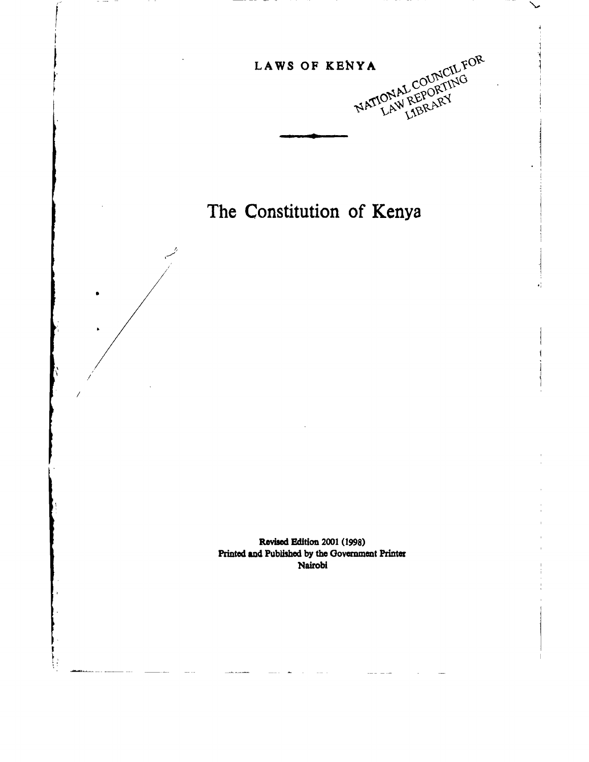LAWS OF KENYA

NATIONAL COUNCIL FOR LAW REPORTING LIBRARY

# The Constitution of Kenya

**Revised Edition 2001 (1998)**
**Printed and Published by the Government Printer**
**Nairobi**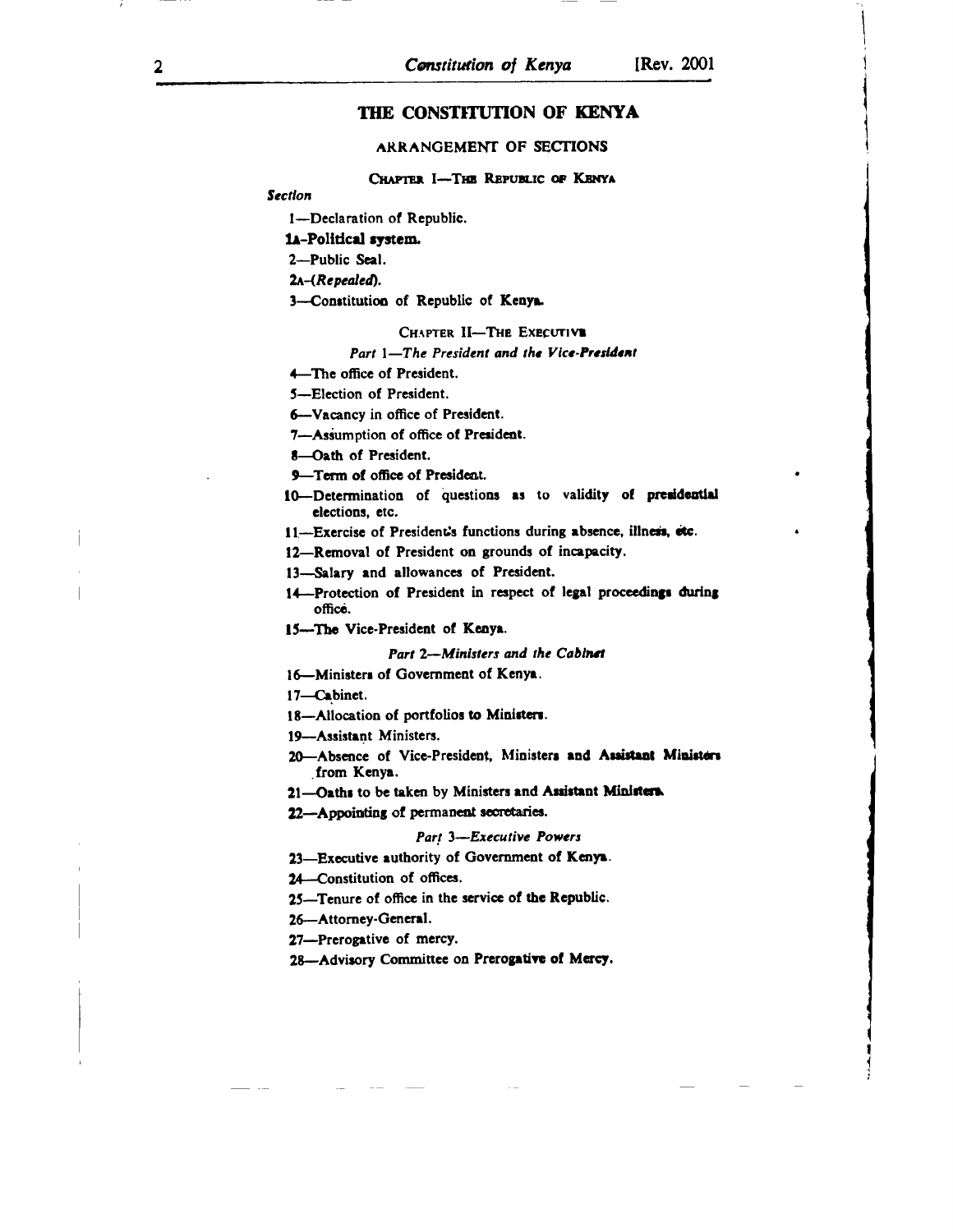# THE CONSTITUTION OF KENYA

## ARRANGEMENT OF SECTIONS

### CHAPTER I—THE REPUBLIC OF KENYA

*Section*

1—Declaration of Republic.

**1A-Political system.**

2—Public Seal.

2A-(*Repealed*).

3—Constitution of Republic of Kenya.

### CHAPTER II—THE EXECUTIVE

*Part 1—The President and the Vice-President*

4—The office of President.

5—Election of President.

6—Vacancy in office of President.

7—Assumption of office of President.

8—Oath of President.

9—Term of office of President.

10—Determination of questions as to validity of presidential elections, etc.

11—Exercise of President's functions during absence, illness, etc.

12—Removal of President on grounds of incapacity.

13—Salary and allowances of President.

14—Protection of President in respect of legal proceedings during office.

15—The Vice-President of Kenya.

*Part 2—Ministers and the Cabinet*

16—Ministers of Government of Kenya.

17—Cabinet.

18—Allocation of portfolios to Ministers.

19—Assistant Ministers.

20—Absence of Vice-President, Ministers and Assistant Ministers from Kenya.

21—Oaths to be taken by Ministers and Assistant Ministers.

22—Appointing of permanent secretaries.

*Part 3—Executive Powers*

23—Executive authority of Government of Kenya.

24—Constitution of offices.

25—Tenure of office in the service of the Republic.

26—Attorney-General.

27—Prerogative of mercy.

28—Advisory Committee on Prerogative of Mercy.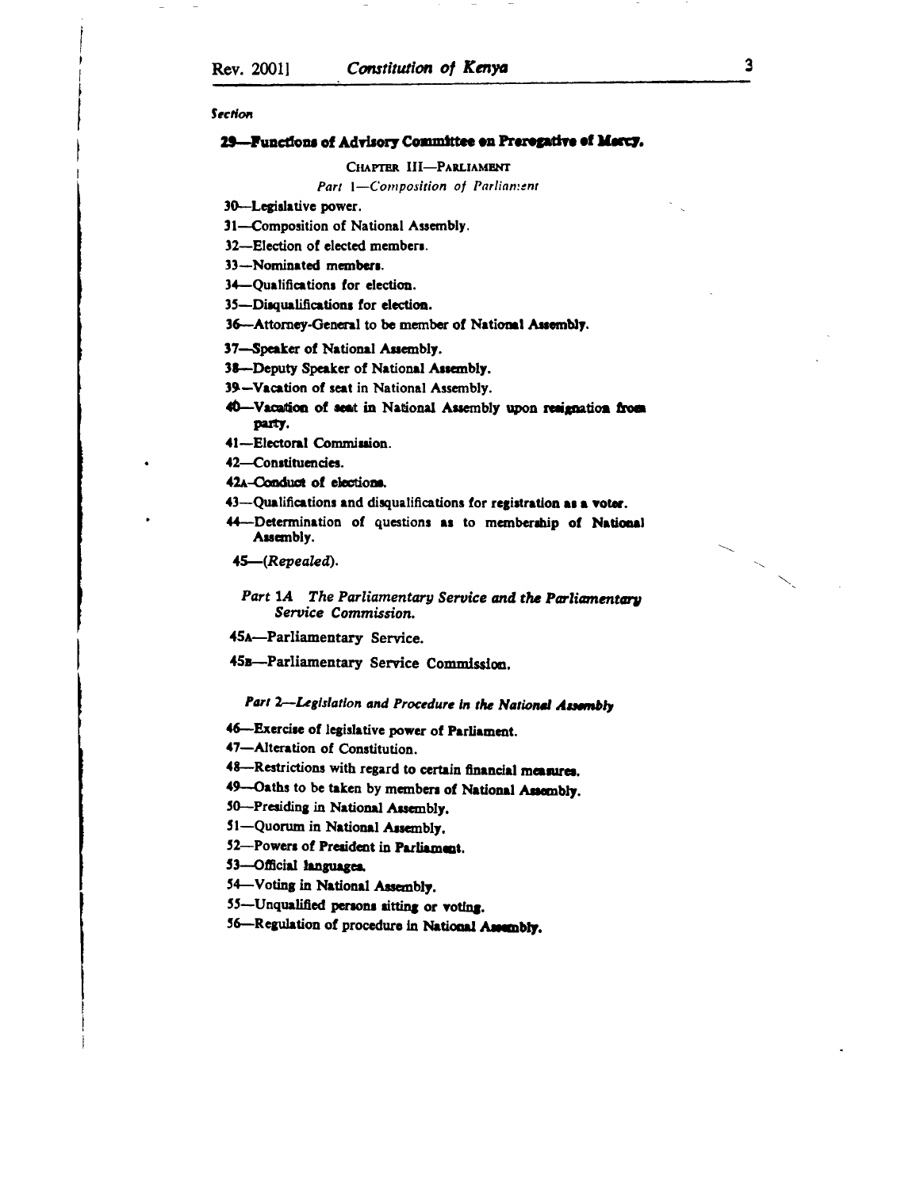*Section*

**29—Functions of Advisory Committee on Prerogative of Mercy.**

CHAPTER III—PARLIAMENT

*Part 1—Composition of Parliament*

30—Legislative power.

31—Composition of National Assembly.

32—Election of elected members.

33—Nominated members.

34—Qualifications for election.

35—Disqualifications for election.

36—Attorney-General to be member of National Assembly.

37—Speaker of National Assembly.

38—Deputy Speaker of National Assembly.

39—Vacation of seat in National Assembly.

40—Vacation of seat in National Assembly upon resignation from party.

41—Electoral Commission.

42—Constituencies.

42A—Conduct of elections.

43—Qualifications and disqualifications for registration as a voter.

44—Determination of questions as to membership of National Assembly.

45—(*Repealed*).

*Part 1A The Parliamentary Service and the Parliamentary Service Commission.*

45A—Parliamentary Service.

45B—Parliamentary Service Commission.

*Part 2—Legislation and Procedure in the National Assembly*

46—Exercise of legislative power of Parliament.

47—Alteration of Constitution.

48—Restrictions with regard to certain financial measures.

49—Oaths to be taken by members of National Assembly.

50—Presiding in National Assembly.

51—Quorum in National Assembly.

52—Powers of President in Parliament.

53—Official languages.

54—Voting in National Assembly.

55—Unqualified persons sitting or voting.

56—Regulation of procedure in National Assembly.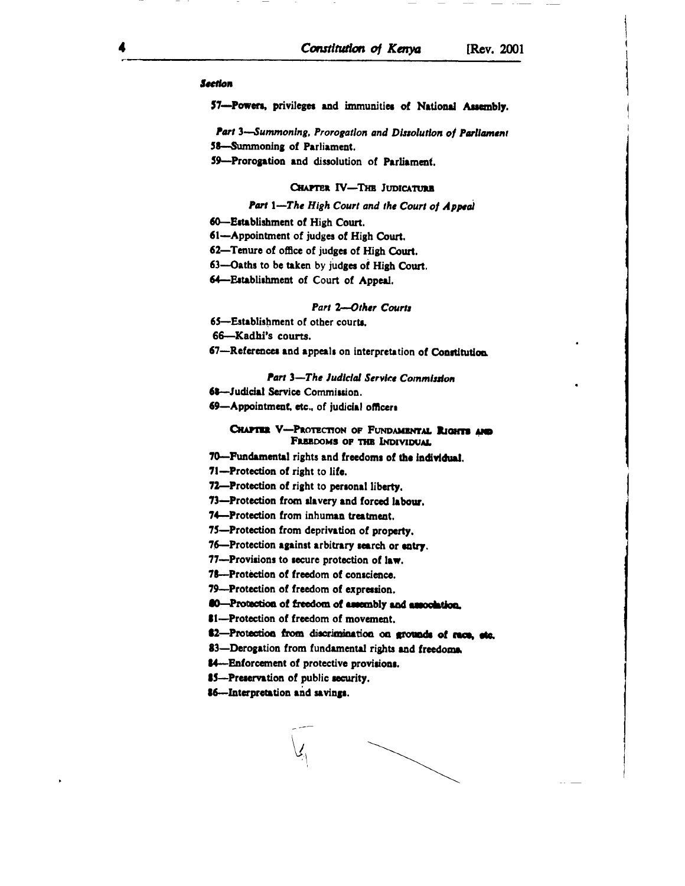*Section*

57—Powers, privileges and immunities of National Assembly.

*Part 3—Summoning, Prorogation and Dissolution of Parliament*

58—Summoning of Parliament.

59—Prorogation and dissolution of Parliament.

## CHAPTER IV—THE JUDICATURE

*Part 1—The High Court and the Court of Appeal*

60—Establishment of High Court.

61—Appointment of judges of High Court.

62—Tenure of office of judges of High Court.

63—Oaths to be taken by judges of High Court.

64—Establishment of Court of Appeal.

*Part 2—Other Courts*

65—Establishment of other courts.

66—Kadhi's courts.

67—References and appeals on interpretation of Constitution.

*Part 3—The Judicial Service Commission*

68—Judicial Service Commission.

69—Appointment, etc., of judicial officers

## CHAPTER V—PROTECTION OF FUNDAMENTAL RIGHTS AND FREEDOMS OF THE INDIVIDUAL

70—Fundamental rights and freedoms of the individual.

71—Protection of right to life.

72—Protection of right to personal liberty.

73—Protection from slavery and forced labour.

74—Protection from inhuman treatment.

75—Protection from deprivation of property.

76—Protection against arbitrary search or entry.

77—Provisions to secure protection of law.

78—Protection of freedom of conscience.

79—Protection of freedom of expression.

80—Protection of freedom of assembly and association.

81—Protection of freedom of movement.

82—Protection from discrimination on grounds of race, etc.

83—Derogation from fundamental rights and freedoms.

84—Enforcement of protective provisions.

85—Preservation of public security.

86—Interpretation and savings.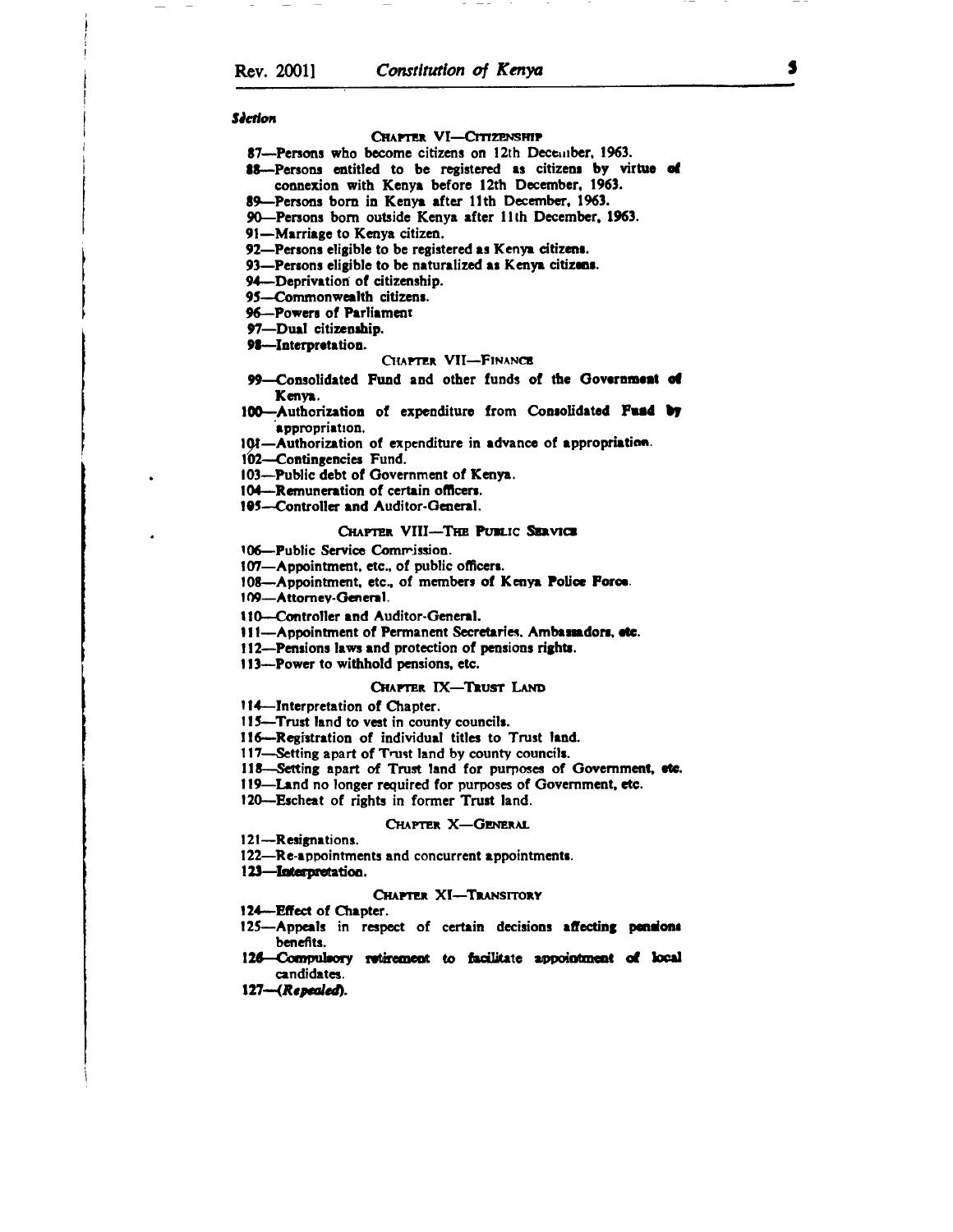*Section*

CHAPTER VI—CITIZENSHIP

87—Persons who become citizens on 12th December, 1963.

88—Persons entitled to be registered as citizens by virtue of connexion with Kenya before 12th December, 1963.

89—Persons born in Kenya after 11th December, 1963.

90—Persons born outside Kenya after 11th December, 1963.

91—Marriage to Kenya citizen.

92—Persons eligible to be registered as Kenya citizens.

93—Persons eligible to be naturalized as Kenya citizens.

94—Deprivation of citizenship.

95—Commonwealth citizens.

96—Powers of Parliament

97—Dual citizenship.

98—Interpretation.

CHAPTER VII—FINANCE

99—Consolidated Fund and other funds of the Government of Kenya.

100—Authorization of expenditure from Consolidated Fund by appropriation.

101—Authorization of expenditure in advance of appropriation.

102—Contingencies Fund.

103—Public debt of Government of Kenya.

104—Remuneration of certain officers.

105—Controller and Auditor-General.

CHAPTER VIII—THE PUBLIC SERVICE

106—Public Service Commission.

107—Appointment, etc., of public officers.

108—Appointment, etc., of members of Kenya Police Force.

109—Attorney-General.

110—Controller and Auditor-General.

111—Appointment of Permanent Secretaries, Ambassadors, etc.

112—Pensions laws and protection of pensions rights.

113—Power to withhold pensions, etc.

CHAPTER IX—TRUST LAND

114—Interpretation of Chapter.

115—Trust land to vest in county councils.

116—Registration of individual titles to Trust land.

117—Setting apart of Trust land by county councils.

118—Setting apart of Trust land for purposes of Government, etc.

119—Land no longer required for purposes of Government, etc.

120—Escheat of rights in former Trust land.

CHAPTER X—GENERAL

121—Resignations.

122—Re-appointments and concurrent appointments.

123—Interpretation.

CHAPTER XI—TRANSITORY

124—Effect of Chapter.

125—Appeals in respect of certain decisions affecting pensions benefits.

126—Compulsory retirement to facilitate appointment of local candidates.

127—(*Repealed*).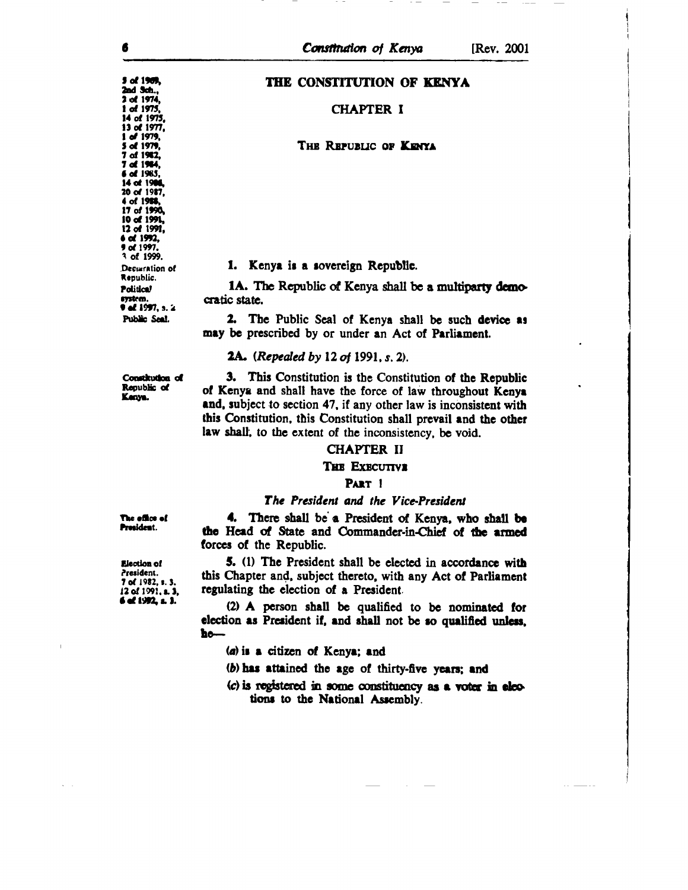5 of 1969,
2nd Sch.,
2 of 1974,
1 of 1975,
14 of 1975,
13 of 1977,
1 of 1979,
5 of 1979,
7 of 1982,
7 of 1984,
6 of 1985,
14 of 1986,
20 of 1987,
4 of 1988,
17 of 1990,
10 of 1991,
12 of 1991,
6 of 1992,
9 of 1997,
3 of 1999.

# THE CONSTITUTION OF KENYA

## CHAPTER I

### THE REPUBLIC OF KENYA

Declaration of Republic.

**1.** Kenya is a sovereign Republic.

Political system. 9 of 1997, s. 2.

**1A.** The Republic of Kenya shall be a multiparty democratic state.

Public Seal.

**2.** The Public Seal of Kenya shall be such device as may be prescribed by or under an Act of Parliament.

**2A.** *(Repealed by 12 of 1991, s. 2).*

Constitution of Republic of Kenya.

**3.** This Constitution is the Constitution of the Republic of Kenya and shall have the force of law throughout Kenya and, subject to section 47, if any other law is inconsistent with this Constitution, this Constitution shall prevail and the other law shall, to the extent of the inconsistency, be void.

## CHAPTER II

### THE EXECUTIVE

### PART 1

#### *The President and the Vice-President*

The office of President.

**4.** There shall be a President of Kenya, who shall be the Head of State and Commander-in-Chief of the armed forces of the Republic.

Election of President. 7 of 1982, s. 3. 12 of 1991, s. 3, 6 of 1992, s. 3.

**5.** (1) The President shall be elected in accordance with this Chapter and, subject thereto, with any Act of Parliament regulating the election of a President.

(2) A person shall be qualified to be nominated for election as President if, and shall not be so qualified unless, he—

(*a*) is a citizen of Kenya; and

(*b*) has attained the age of thirty-five years; and

(*c*) is registered in some constituency as a voter in elections to the National Assembly.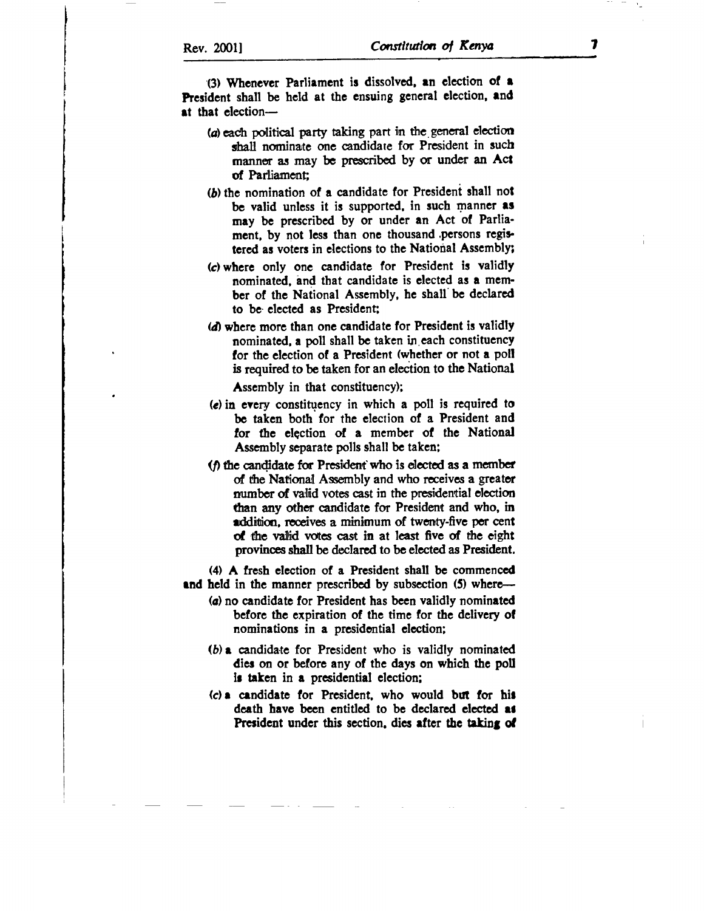(3) Whenever Parliament is dissolved, an election of a President shall be held at the ensuing general election, and at that election—

(a) each political party taking part in the general election shall nominate one candidate for President in such manner as may be prescribed by or under an Act of Parliament;

(b) the nomination of a candidate for President shall not be valid unless it is supported, in such manner as may be prescribed by or under an Act of Parliament, by not less than one thousand persons registered as voters in elections to the National Assembly;

(c) where only one candidate for President is validly nominated, and that candidate is elected as a member of the National Assembly, he shall be declared to be elected as President;

(d) where more than one candidate for President is validly nominated, a poll shall be taken in each constituency for the election of a President (whether or not a poll is required to be taken for an election to the National Assembly in that constituency);

(e) in every constituency in which a poll is required to be taken both for the election of a President and for the election of a member of the National Assembly separate polls shall be taken;

(f) the candidate for President who is elected as a member of the National Assembly and who receives a greater number of valid votes cast in the presidential election than any other candidate for President and who, in addition, receives a minimum of twenty-five per cent of the valid votes cast in at least five of the eight provinces shall be declared to be elected as President.

(4) A fresh election of a President shall be commenced and held in the manner prescribed by subsection (5) where—

(a) no candidate for President has been validly nominated before the expiration of the time for the delivery of nominations in a presidential election;

(b) a candidate for President who is validly nominated dies on or before any of the days on which the poll is taken in a presidential election;

(c) a candidate for President, who would but for his death have been entitled to be declared elected as President under this section, dies after the taking of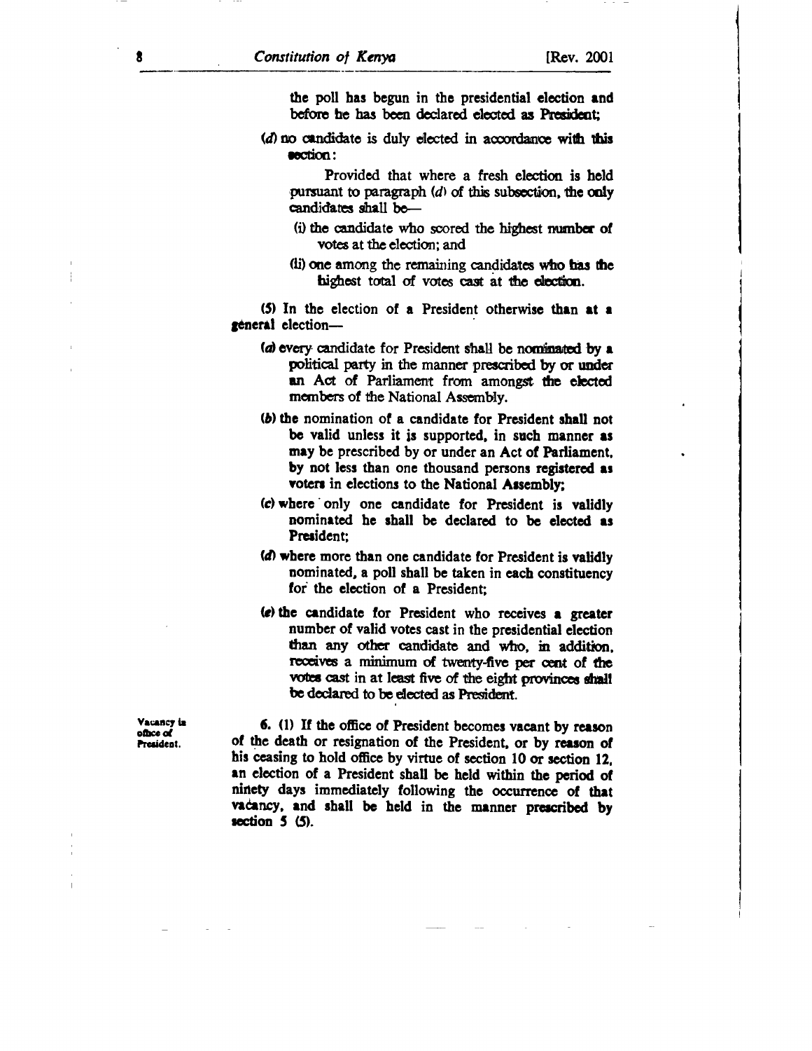the poll has begun in the presidential election and before he has been declared elected as President;

(d) no candidate is duly elected in accordance with this section:

Provided that where a fresh election is held pursuant to paragraph (d) of this subsection, the only candidates shall be—

(i) the candidate who scored the highest number of votes at the election; and

(ii) one among the remaining candidates who has the highest total of votes cast at the election.

(5) In the election of a President otherwise than at a general election—

(a) every candidate for President shall be nominated by a political party in the manner prescribed by or under an Act of Parliament from amongst the elected members of the National Assembly.

(b) the nomination of a candidate for President shall not be valid unless it is supported, in such manner as may be prescribed by or under an Act of Parliament, by not less than one thousand persons registered as voters in elections to the National Assembly;

(c) where only one candidate for President is validly nominated he shall be declared to be elected as President;

(d) where more than one candidate for President is validly nominated, a poll shall be taken in each constituency for the election of a President;

(e) the candidate for President who receives a greater number of valid votes cast in the presidential election than any other candidate and who, in addition, receives a minimum of twenty-five per cent of the votes cast in at least five of the eight provinces shall be declared to be elected as President.

Vacancy in office of President.

6. (1) If the office of President becomes vacant by reason of the death or resignation of the President, or by reason of his ceasing to hold office by virtue of section 10 or section 12, an election of a President shall be held within the period of ninety days immediately following the occurrence of that vacancy, and shall be held in the manner prescribed by section 5 (5).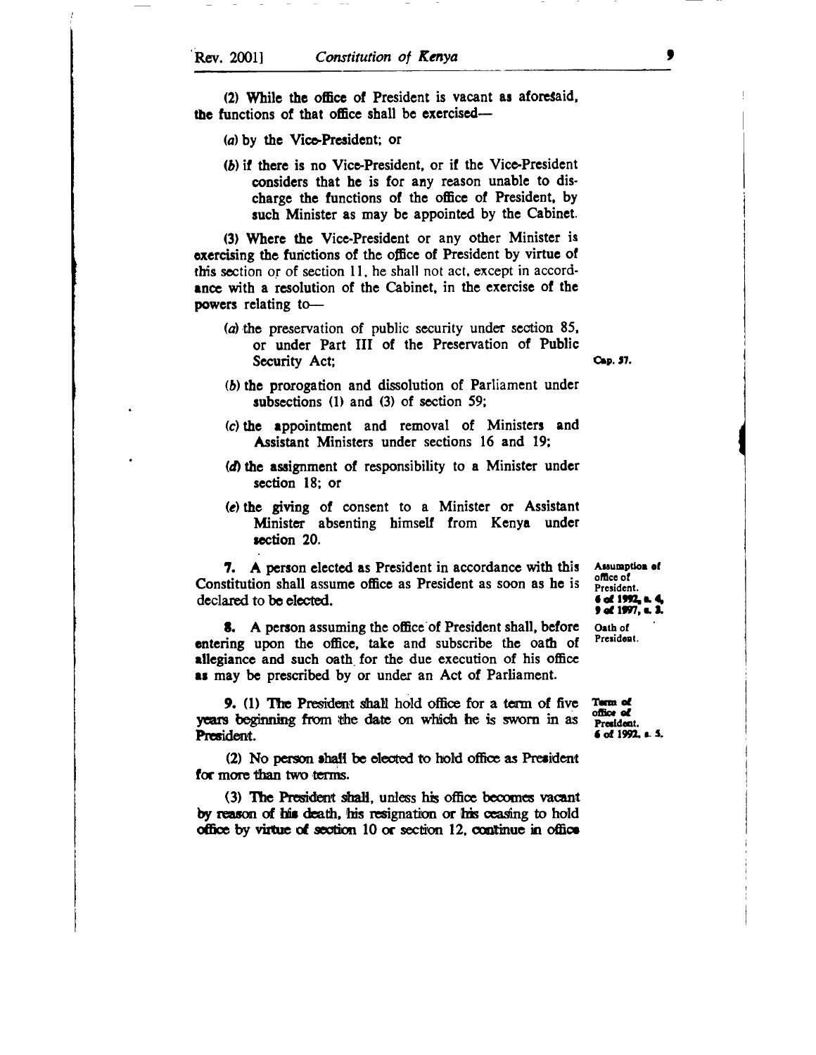(2) While the office of President is vacant as aforesaid, the functions of that office shall be exercised—

(a) by the Vice-President; or

(b) if there is no Vice-President, or if the Vice-President considers that he is for any reason unable to discharge the functions of the office of President, by such Minister as may be appointed by the Cabinet.

(3) Where the Vice-President or any other Minister is exercising the functions of the office of President by virtue of this section or of section 11, he shall not act, except in accordance with a resolution of the Cabinet, in the exercise of the powers relating to—

(a) the preservation of public security under section 85, or under Part III of the Preservation of Public Security Act; Cap. 57.

(b) the prorogation and dissolution of Parliament under subsections (1) and (3) of section 59;

(c) the appointment and removal of Ministers and Assistant Ministers under sections 16 and 19;

(d) the assignment of responsibility to a Minister under section 18; or

(e) the giving of consent to a Minister or Assistant Minister absenting himself from Kenya under section 20.

*Assumption of office of President. 6 of 1992, s. 4, 9 of 1997, s. 3.*

**7.** A person elected as President in accordance with this Constitution shall assume office as President as soon as he is declared to be elected.

*Oath of President.*

**8.** A person assuming the office of President shall, before entering upon the office, take and subscribe the oath of allegiance and such oath for the due execution of his office as may be prescribed by or under an Act of Parliament.

*Term of office of President. 6 of 1992, s. 5.*

**9.** (1) The President shall hold office for a term of five years beginning from the date on which he is sworn in as President.

(2) No person shall be elected to hold office as President for more than two terms.

(3) The President shall, unless his office becomes vacant by reason of his death, his resignation or his ceasing to hold office by virtue of section 10 or section 12, continue in office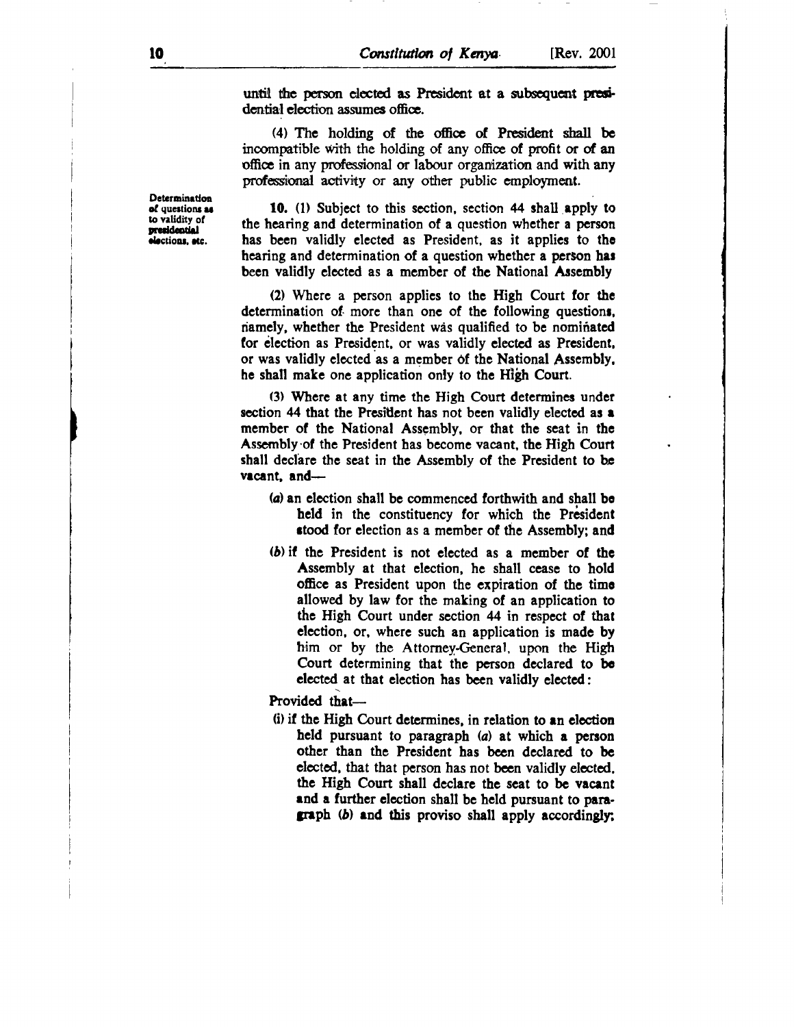until the person elected as President at a subsequent presidential election assumes office.

(4) The holding of the office of President shall be incompatible with the holding of any office of profit or of an office in any professional or labour organization and with any professional activity or any other public employment.

**Determination of questions as to validity of presidential elections, etc.**

**10.** (1) Subject to this section, section 44 shall apply to the hearing and determination of a question whether a person has been validly elected as President, as it applies to the hearing and determination of a question whether a person has been validly elected as a member of the National Assembly

(2) Where a person applies to the High Court for the determination of more than one of the following questions, namely, whether the President was qualified to be nominated for election as President, or was validly elected as President, or was validly elected as a member of the National Assembly, he shall make one application only to the High Court.

(3) Where at any time the High Court determines under section 44 that the President has not been validly elected as a member of the National Assembly, or that the seat in the Assembly of the President has become vacant, the High Court shall declare the seat in the Assembly of the President to be vacant, and—

(*a*) an election shall be commenced forthwith and shall be held in the constituency for which the President stood for election as a member of the Assembly; and

(*b*) if the President is not elected as a member of the Assembly at that election, he shall cease to hold office as President upon the expiration of the time allowed by law for the making of an application to the High Court under section 44 in respect of that election, or, where such an application is made by him or by the Attorney-General, upon the High Court determining that the person declared to be elected at that election has been validly elected:

Provided that—

(i) if the High Court determines, in relation to an election held pursuant to paragraph (*a*) at which a person other than the President has been declared to be elected, that that person has not been validly elected, the High Court shall declare the seat to be vacant and a further election shall be held pursuant to paragraph (*b*) and this proviso shall apply accordingly;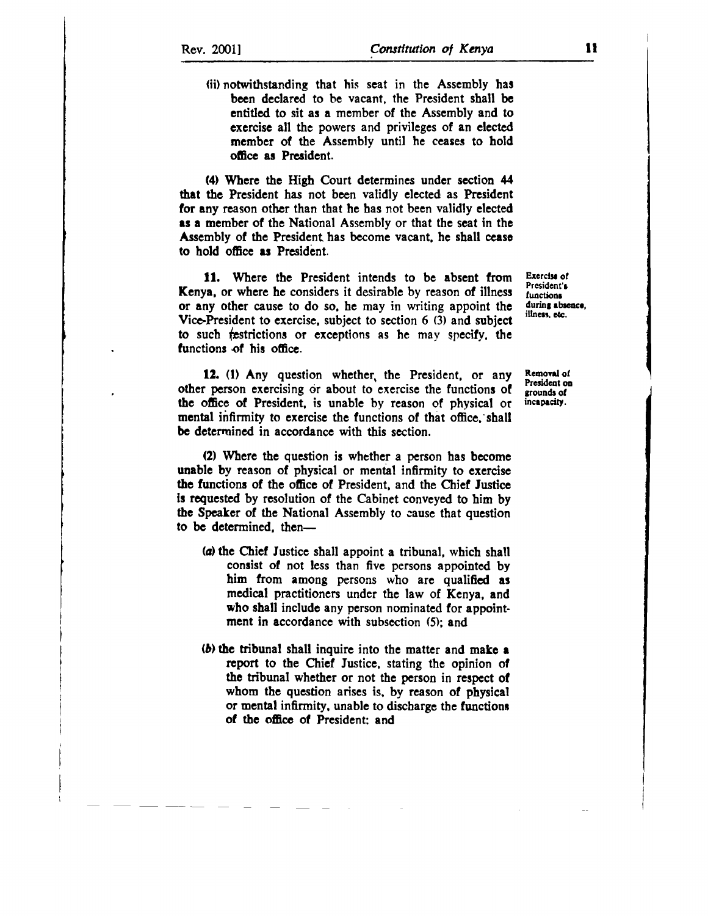(ii) notwithstanding that his seat in the Assembly has been declared to be vacant, the President shall be entitled to sit as a member of the Assembly and to exercise all the powers and privileges of an elected member of the Assembly until he ceases to hold office as President.

(4) Where the High Court determines under section 44 that the President has not been validly elected as President for any reason other than that he has not been validly elected as a member of the National Assembly or that the seat in the Assembly of the President has become vacant, he shall cease to hold office as President.

**Exercise of President's functions during absence, illness, etc.**

**11.** Where the President intends to be absent from Kenya, or where he considers it desirable by reason of illness or any other cause to do so, he may in writing appoint the Vice-President to exercise, subject to section 6 (3) and subject to such restrictions or exceptions as he may specify, the functions of his office.

**Removal of President on grounds of incapacity.**

**12.** (1) Any question whether, the President, or any other person exercising or about to exercise the functions of the office of President, is unable by reason of physical or mental infirmity to exercise the functions of that office, shall be determined in accordance with this section.

(2) Where the question is whether a person has become unable by reason of physical or mental infirmity to exercise the functions of the office of President, and the Chief Justice is requested by resolution of the Cabinet conveyed to him by the Speaker of the National Assembly to cause that question to be determined, then—

(a) the Chief Justice shall appoint a tribunal, which shall consist of not less than five persons appointed by him from among persons who are qualified as medical practitioners under the law of Kenya, and who shall include any person nominated for appointment in accordance with subsection (5); and

(b) the tribunal shall inquire into the matter and make a report to the Chief Justice, stating the opinion of the tribunal whether or not the person in respect of whom the question arises is, by reason of physical or mental infirmity, unable to discharge the functions of the office of President; and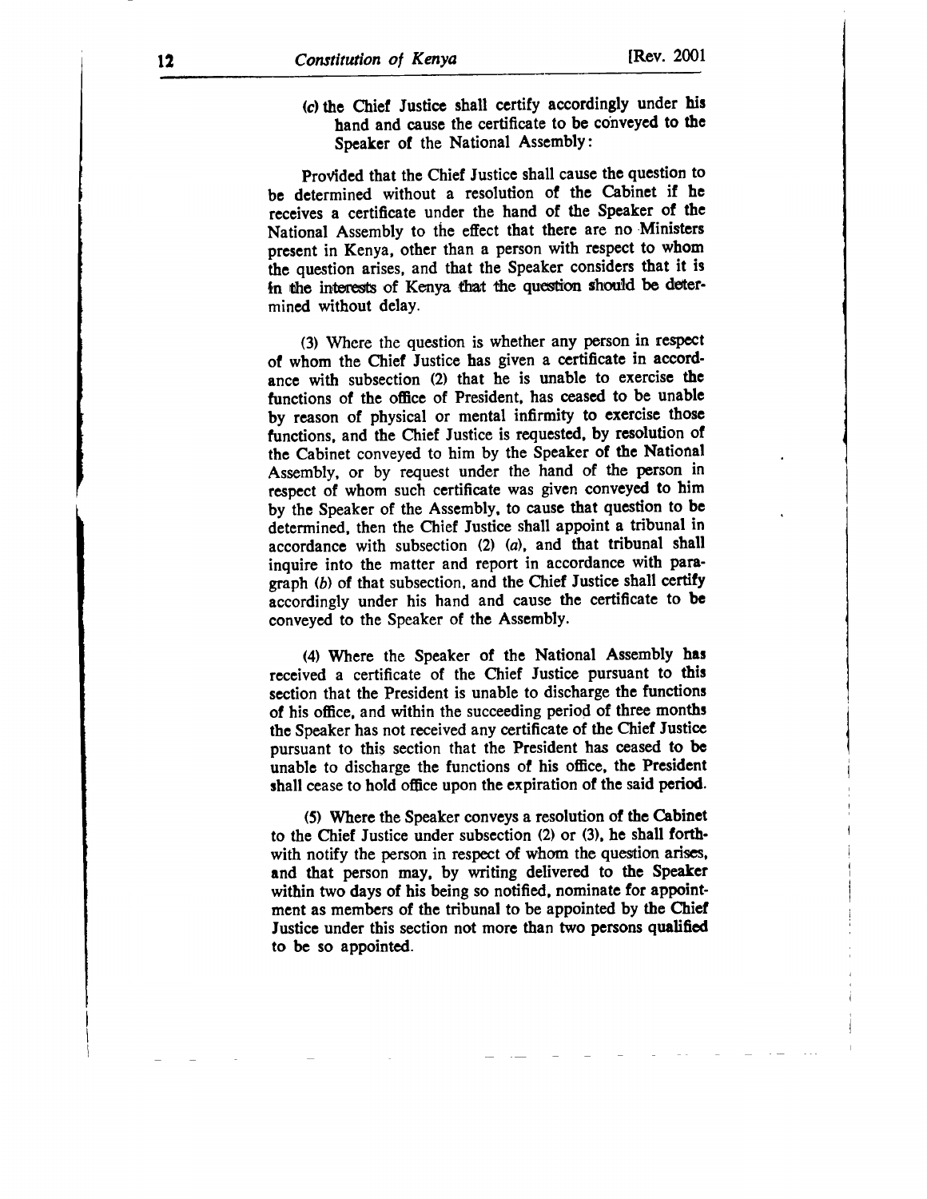(c) the Chief Justice shall certify accordingly under his hand and cause the certificate to be conveyed to the Speaker of the National Assembly:

Provided that the Chief Justice shall cause the question to be determined without a resolution of the Cabinet if he receives a certificate under the hand of the Speaker of the National Assembly to the effect that there are no Ministers present in Kenya, other than a person with respect to whom the question arises, and that the Speaker considers that it is in the interests of Kenya that the question should be determined without delay.

(3) Where the question is whether any person in respect of whom the Chief Justice has given a certificate in accordance with subsection (2) that he is unable to exercise the functions of the office of President, has ceased to be unable by reason of physical or mental infirmity to exercise those functions, and the Chief Justice is requested, by resolution of the Cabinet conveyed to him by the Speaker of the National Assembly, or by request under the hand of the person in respect of whom such certificate was given conveyed to him by the Speaker of the Assembly, to cause that question to be determined, then the Chief Justice shall appoint a tribunal in accordance with subsection (2) (*a*), and that tribunal shall inquire into the matter and report in accordance with paragraph (*b*) of that subsection, and the Chief Justice shall certify accordingly under his hand and cause the certificate to be conveyed to the Speaker of the Assembly.

(4) Where the Speaker of the National Assembly has received a certificate of the Chief Justice pursuant to this section that the President is unable to discharge the functions of his office, and within the succeeding period of three months the Speaker has not received any certificate of the Chief Justice pursuant to this section that the President has ceased to be unable to discharge the functions of his office, the President shall cease to hold office upon the expiration of the said period.

(5) Where the Speaker conveys a resolution of the Cabinet to the Chief Justice under subsection (2) or (3), he shall forthwith notify the person in respect of whom the question arises, and that person may, by writing delivered to the Speaker within two days of his being so notified, nominate for appointment as members of the tribunal to be appointed by the Chief Justice under this section not more than two persons qualified to be so appointed.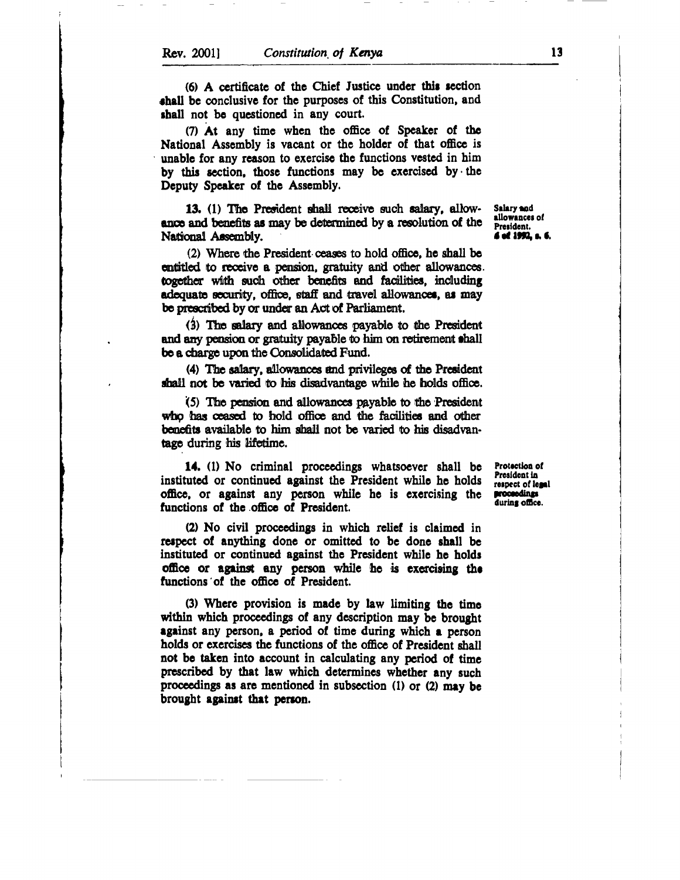(6) A certificate of the Chief Justice under this section shall be conclusive for the purposes of this Constitution, and shall not be questioned in any court.

(7) At any time when the office of Speaker of the National Assembly is vacant or the holder of that office is unable for any reason to exercise the functions vested in him by this section, those functions may be exercised by the Deputy Speaker of the Assembly.

*Salary and allowances of President. 6 of 1992, s. 6.*

**13.** (1) The President shall receive such salary, allowance and benefits as may be determined by a resolution of the National Assembly.

(2) Where the President ceases to hold office, he shall be entitled to receive a pension, gratuity and other allowances together with such other benefits and facilities, including adequate security, office, staff and travel allowances, as may be prescribed by or under an Act of Parliament.

(3) The salary and allowances payable to the President and any pension or gratuity payable to him on retirement shall be a charge upon the Consolidated Fund.

(4) The salary, allowances and privileges of the President shall not be varied to his disadvantage while he holds office.

(5) The pension and allowances payable to the President who has ceased to hold office and the facilities and other benefits available to him shall not be varied to his disadvantage during his lifetime.

*Protection of President in respect of legal proceedings during office.*

**14.** (1) No criminal proceedings whatsoever shall be instituted or continued against the President while he holds office, or against any person while he is exercising the functions of the office of President.

(2) No civil proceedings in which relief is claimed in respect of anything done or omitted to be done shall be instituted or continued against the President while he holds office or against any person while he is exercising the functions of the office of President.

(3) Where provision is made by law limiting the time within which proceedings of any description may be brought against any person, a period of time during which a person holds or exercises the functions of the office of President shall not be taken into account in calculating any period of time prescribed by that law which determines whether any such proceedings as are mentioned in subsection (1) or (2) may be brought against that person.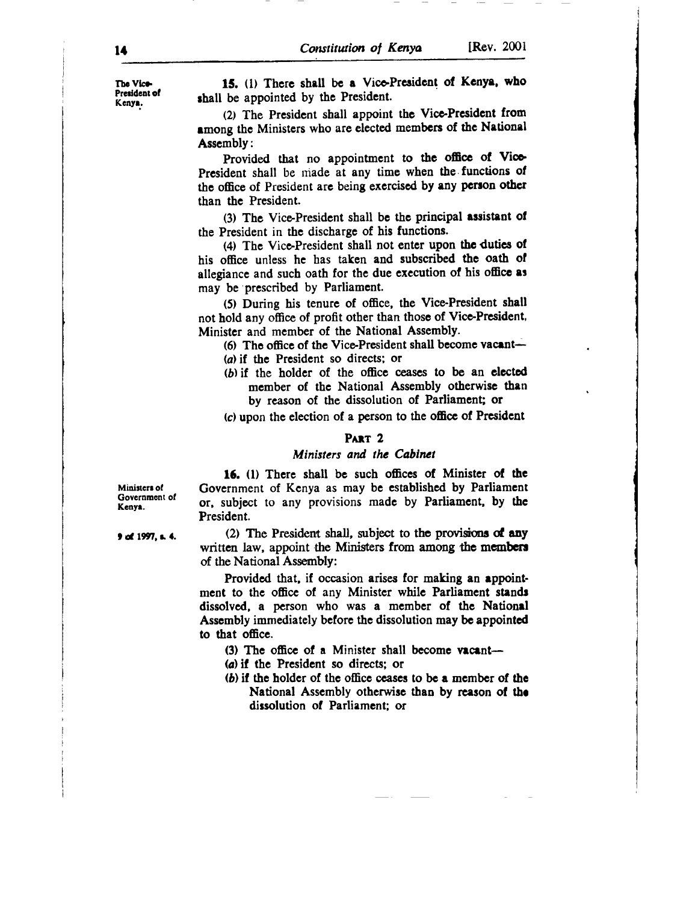The Vice-President of Kenya.

**15.** (1) There shall be a Vice-President of Kenya, who shall be appointed by the President.

(2) The President shall appoint the Vice-President from among the Ministers who are elected members of the National Assembly:

Provided that no appointment to the office of Vice-President shall be made at any time when the functions of the office of President are being exercised by any person other than the President.

(3) The Vice-President shall be the principal assistant of the President in the discharge of his functions.

(4) The Vice-President shall not enter upon the duties of his office unless he has taken and subscribed the oath of allegiance and such oath for the due execution of his office as may be prescribed by Parliament.

(5) During his tenure of office, the Vice-President shall not hold any office of profit other than those of Vice-President, Minister and member of the National Assembly.

(6) The office of the Vice-President shall become vacant—

(*a*) if the President so directs; or

(*b*) if the holder of the office ceases to be an elected member of the National Assembly otherwise than by reason of the dissolution of Parliament; or

(*c*) upon the election of a person to the office of President

## PART 2

### *Ministers and the Cabinet*

Ministers of Government of Kenya.

**16.** (1) There shall be such offices of Minister of the Government of Kenya as may be established by Parliament or, subject to any provisions made by Parliament, by the President.

9 of 1997, s. 4.

(2) The President shall, subject to the provisions of any written law, appoint the Ministers from among the members of the National Assembly:

Provided that, if occasion arises for making an appointment to the office of any Minister while Parliament stands dissolved, a person who was a member of the National Assembly immediately before the dissolution may be appointed to that office.

(3) The office of a Minister shall become vacant—

(*a*) if the President so directs; or

(*b*) if the holder of the office ceases to be a member of the National Assembly otherwise than by reason of the dissolution of Parliament; or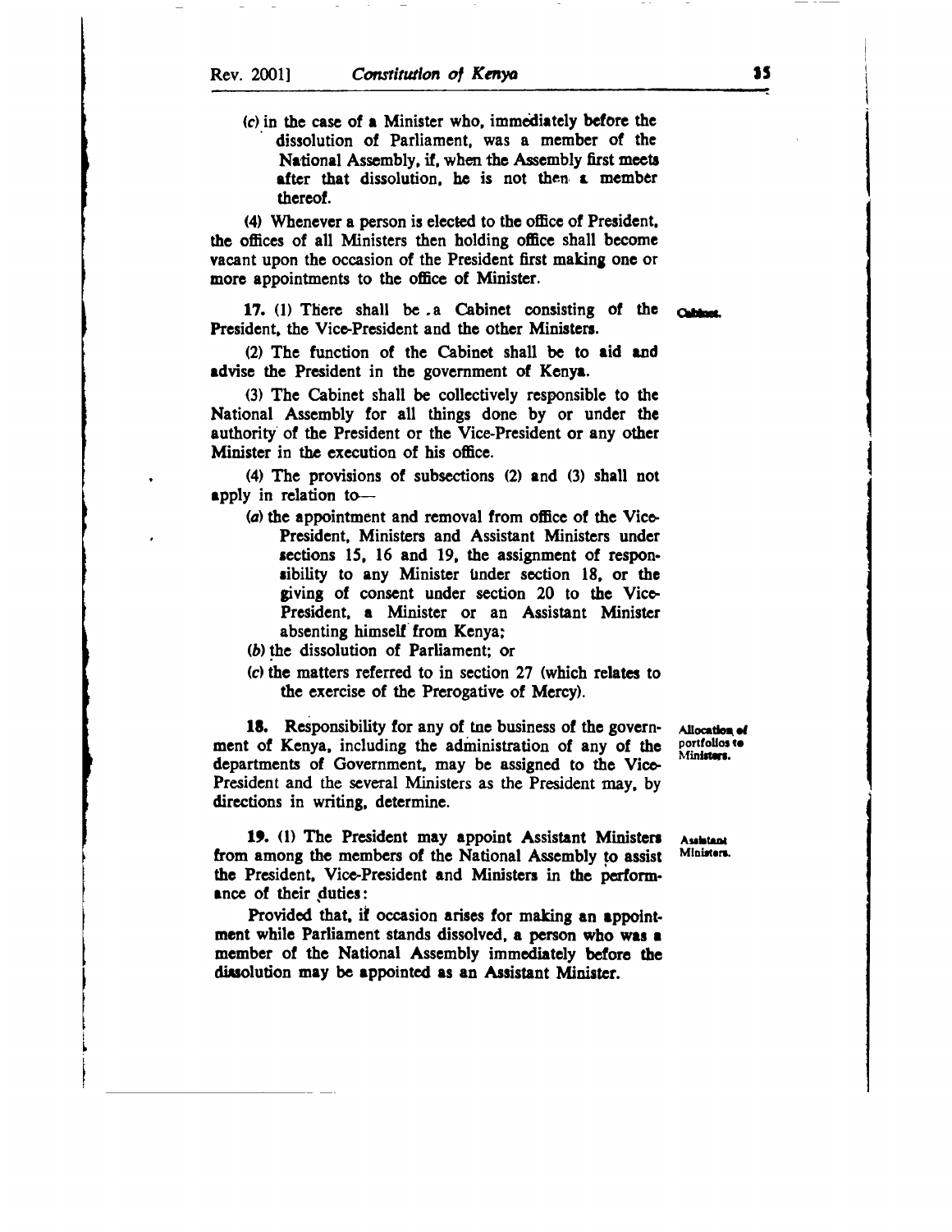(c) in the case of a Minister who, immediately before the dissolution of Parliament, was a member of the National Assembly, if, when the Assembly first meets after that dissolution, he is not then a member thereof.

(4) Whenever a person is elected to the office of President, the offices of all Ministers then holding office shall become vacant upon the occasion of the President first making one or more appointments to the office of Minister.

**Cabinet.**

**17.** (1) There shall be a Cabinet consisting of the President, the Vice-President and the other Ministers.

(2) The function of the Cabinet shall be to aid and advise the President in the government of Kenya.

(3) The Cabinet shall be collectively responsible to the National Assembly for all things done by or under the authority of the President or the Vice-President or any other Minister in the execution of his office.

(4) The provisions of subsections (2) and (3) shall not apply in relation to—

(a) the appointment and removal from office of the Vice-President, Ministers and Assistant Ministers under sections 15, 16 and 19, the assignment of responsibility to any Minister under section 18, or the giving of consent under section 20 to the Vice-President, a Minister or an Assistant Minister absenting himself from Kenya;

(b) the dissolution of Parliament; or

(c) the matters referred to in section 27 (which relates to the exercise of the Prerogative of Mercy).

**Allocation of portfolios to Ministers.**

**18.** Responsibility for any of the business of the government of Kenya, including the administration of any of the departments of Government, may be assigned to the Vice-President and the several Ministers as the President may, by directions in writing, determine.

**Assistant Ministers.**

**19.** (1) The President may appoint Assistant Ministers from among the members of the National Assembly to assist the President, Vice-President and Ministers in the performance of their duties:

Provided that, if occasion arises for making an appointment while Parliament stands dissolved, a person who was a member of the National Assembly immediately before the dissolution may be appointed as an Assistant Minister.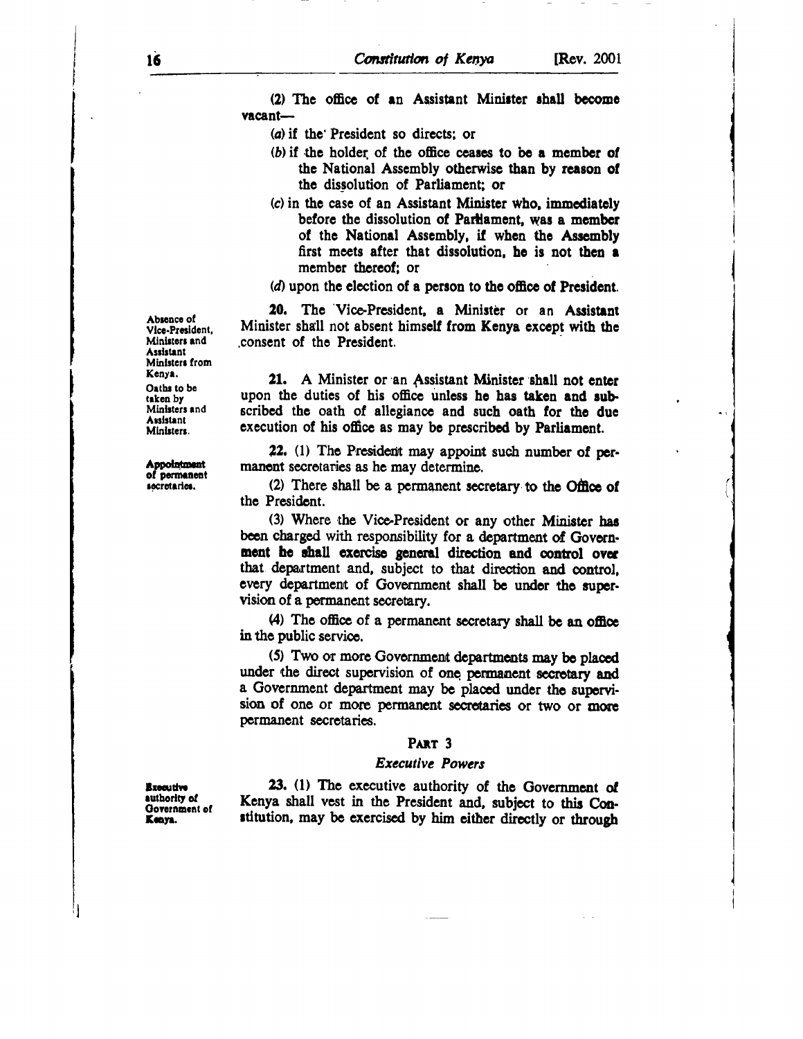(2) The office of an Assistant Minister shall become vacant—

(a) if the President so directs; or

(b) if the holder of the office ceases to be a member of the National Assembly otherwise than by reason of the dissolution of Parliament; or

(c) in the case of an Assistant Minister who, immediately before the dissolution of Parliament, was a member of the National Assembly, if when the Assembly first meets after that dissolution, he is not then a member thereof; or

(d) upon the election of a person to the office of President.

*Absence of Vice-President, Ministers and Assistant Ministers from Kenya.*

**20.** The Vice-President, a Minister or an Assistant Minister shall not absent himself from Kenya except with the consent of the President.

*Oaths to be taken by Ministers and Assistant Ministers.*

**21.** A Minister or an Assistant Minister shall not enter upon the duties of his office unless he has taken and subscribed the oath of allegiance and such oath for the due execution of his office as may be prescribed by Parliament.

*Appointment of permanent secretaries.*

**22.** (1) The President may appoint such number of permanent secretaries as he may determine.

(2) There shall be a permanent secretary to the Office of the President.

(3) Where the Vice-President or any other Minister has been charged with responsibility for a department of Government he shall exercise general direction and control over that department and, subject to that direction and control, every department of Government shall be under the supervision of a permanent secretary.

(4) The office of a permanent secretary shall be an office in the public service.

(5) Two or more Government departments may be placed under the direct supervision of one permanent secretary and a Government department may be placed under the supervision of one or more permanent secretaries or two or more permanent secretaries.

## PART 3

### *Executive Powers*

*Executive authority of Government of Kenya.*

**23.** (1) The executive authority of the Government of Kenya shall vest in the President and, subject to this Constitution, may be exercised by him either directly or through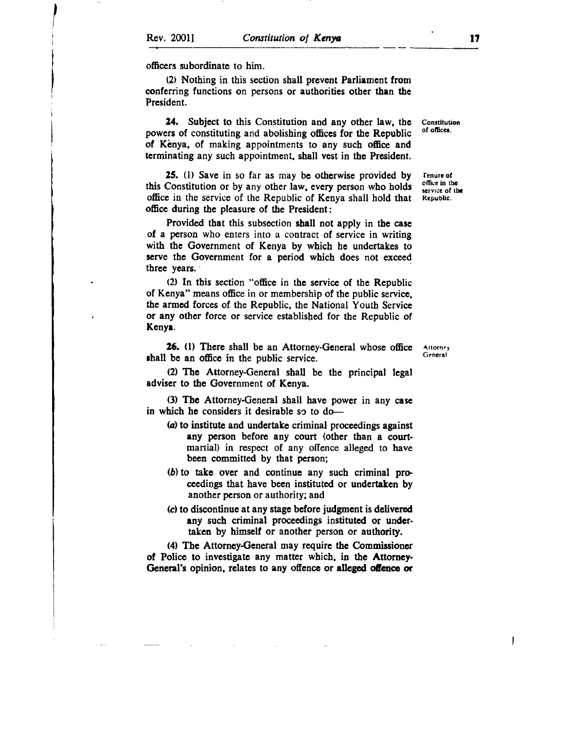officers subordinate to him.

(2) Nothing in this section shall prevent Parliament from conferring functions on persons or authorities other than the President.

**24.** Subject to this Constitution and any other law, the powers of constituting and abolishing offices for the Republic of Kenya, of making appointments to any such office and terminating any such appointment, shall vest in the President.

*Constitution of offices.*

**25.** (1) Save in so far as may be otherwise provided by this Constitution or by any other law, every person who holds office in the service of the Republic of Kenya shall hold that office during the pleasure of the President:

*Tenure of office in the service of the Republic.*

Provided that this subsection shall not apply in the case of a person who enters into a contract of service in writing with the Government of Kenya by which he undertakes to serve the Government for a period which does not exceed three years.

(2) In this section "office in the service of the Republic of Kenya" means office in or membership of the public service, the armed forces of the Republic, the National Youth Service or any other force or service established for the Republic of Kenya.

**26.** (1) There shall be an Attorney-General whose office shall be an office in the public service.

*Attorney General*

(2) The Attorney-General shall be the principal legal adviser to the Government of Kenya.

(3) The Attorney-General shall have power in any case in which he considers it desirable so to do—

(*a*) to institute and undertake criminal proceedings against any person before any court (other than a court-martial) in respect of any offence alleged to have been committed by that person;

(*b*) to take over and continue any such criminal proceedings that have been instituted or undertaken by another person or authority; and

(*c*) to discontinue at any stage before judgment is delivered any such criminal proceedings instituted or undertaken by himself or another person or authority.

(4) The Attorney-General may require the Commissioner of Police to investigate any matter which, in the Attorney-General's opinion, relates to any offence or alleged offence or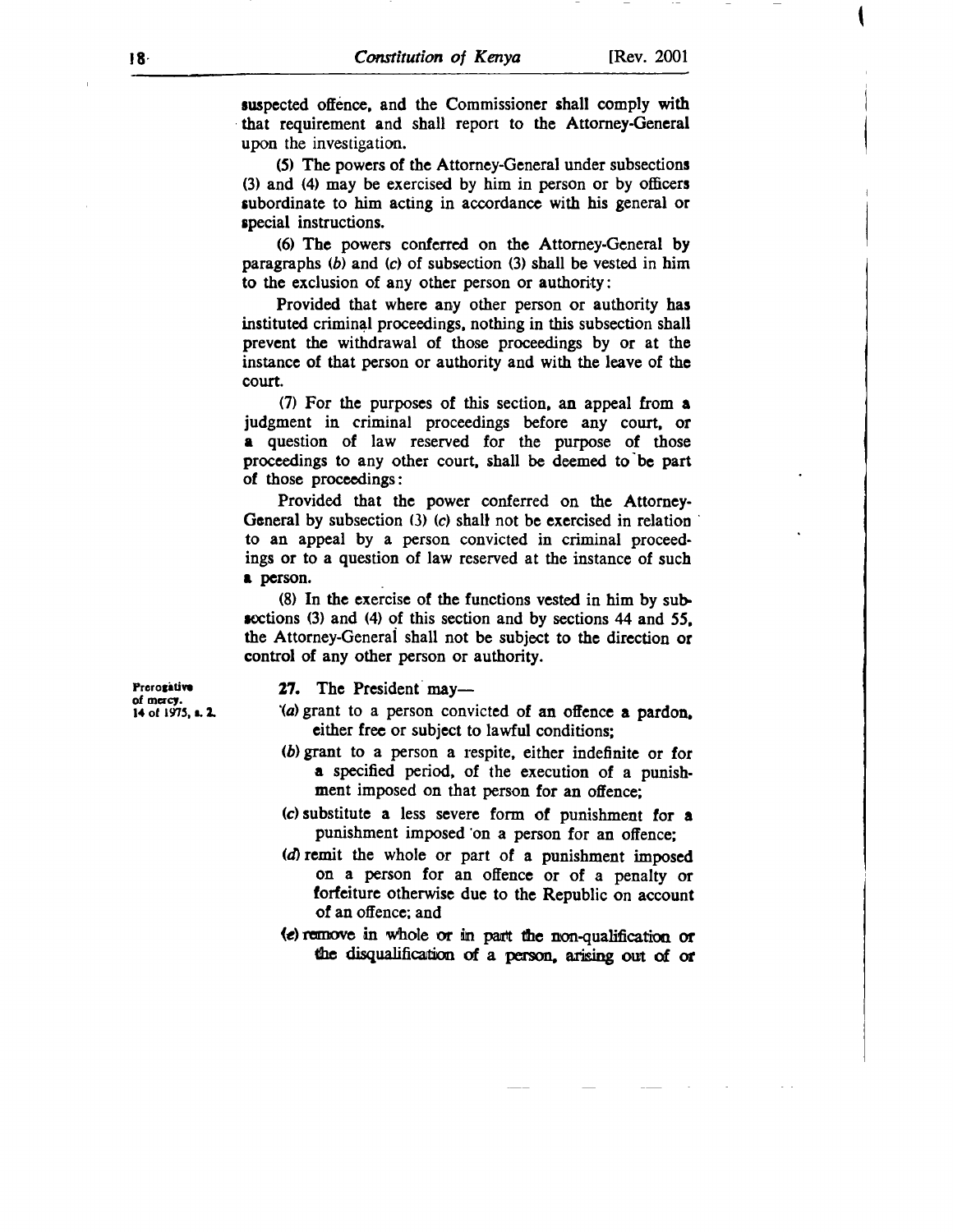suspected offence, and the Commissioner shall comply with that requirement and shall report to the Attorney-General upon the investigation.

(5) The powers of the Attorney-General under subsections (3) and (4) may be exercised by him in person or by officers subordinate to him acting in accordance with his general or special instructions.

(6) The powers conferred on the Attorney-General by paragraphs (*b*) and (*c*) of subsection (3) shall be vested in him to the exclusion of any other person or authority:

Provided that where any other person or authority has instituted criminal proceedings, nothing in this subsection shall prevent the withdrawal of those proceedings by or at the instance of that person or authority and with the leave of the court.

(7) For the purposes of this section, an appeal from a judgment in criminal proceedings before any court, or a question of law reserved for the purpose of those proceedings to any other court, shall be deemed to be part of those proceedings:

Provided that the power conferred on the Attorney-General by subsection (3) (*c*) shall not be exercised in relation to an appeal by a person convicted in criminal proceedings or to a question of law reserved at the instance of such a person.

(8) In the exercise of the functions vested in him by subsections (3) and (4) of this section and by sections 44 and 55, the Attorney-General shall not be subject to the direction or control of any other person or authority.

Prerogative of mercy. 14 of 1975, s. 2.

**27.** The President may—

(*a*) grant to a person convicted of an offence a pardon, either free or subject to lawful conditions;

(*b*) grant to a person a respite, either indefinite or for a specified period, of the execution of a punishment imposed on that person for an offence;

(*c*) substitute a less severe form of punishment for a punishment imposed on a person for an offence;

(*d*) remit the whole or part of a punishment imposed on a person for an offence or of a penalty or forfeiture otherwise due to the Republic on account of an offence; and

(*e*) remove in whole or in part the non-qualification or the disqualification of a person, arising out of or